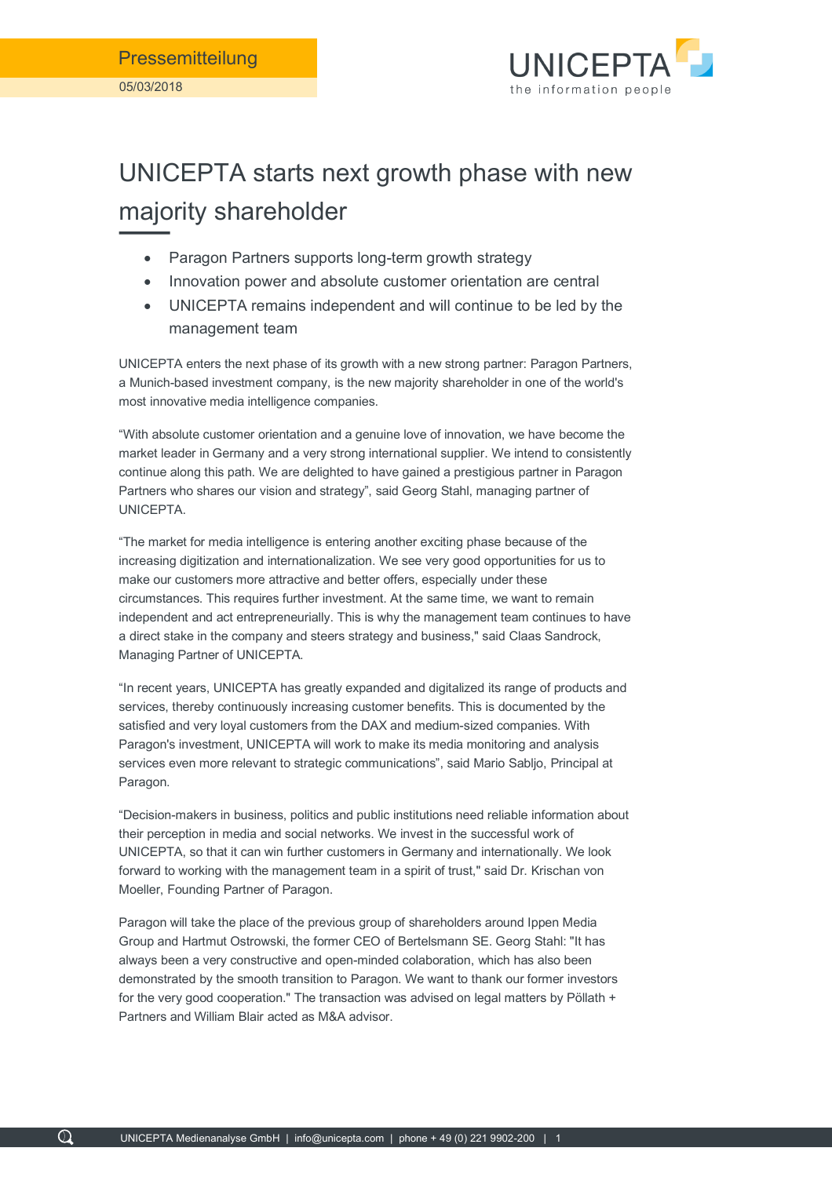Pressemitteilung

05/03/2018

# UNICEPTA starts next growth phase with new majority shareholder

- Paragon Partners supports long-term growth strategy
- Innovation power and absolute customer orientation are central
- UNICEPTA remains independent and will continue to be led by the management team

UNICEPTA enters the next phase of its growth with a new strong partner: Paragon Partners, a Munich-based investment company, is the new majority shareholder in one of the world's most innovative media intelligence companies.

“With absolute customer orientation and a genuine love of innovation, we have become the market leader in Germany and a very strong international supplier. We intend to consistently continue along this path. We are delighted to have gained a prestigious partner in Paragon Partners who shares our vision and strategy”, said Georg Stahl, managing partner of UNICEPTA.

“The market for media intelligence is entering another exciting phase because of the increasing digitization and internationalization. We see very good opportunities for us to make our customers more attractive and better offers, especially under these circumstances. This requires further investment. At the same time, we want to remain independent and act entrepreneurially. This is why the management team continues to have a direct stake in the company and steers strategy and business," said Claas Sandrock, Managing Partner of UNICEPTA.

“In recent years, UNICEPTA has greatly expanded and digitalized its range of products and services, thereby continuously increasing customer benefits. This is documented by the satisfied and very loyal customers from the DAX and medium-sized companies. With Paragon's investment, UNICEPTA will work to make its media monitoring and analysis services even more relevant to strategic communications”, said Mario Sabljo, Principal at Paragon.

“Decision-makers in business, politics and public institutions need reliable information about their perception in media and social networks. We invest in the successful work of UNICEPTA, so that it can win further customers in Germany and internationally. We look forward to working with the management team in a spirit of trust," said Dr. Krischan von Moeller, Founding Partner of Paragon.

Paragon will take the place of the previous group of shareholders around Ippen Media Group and Hartmut Ostrowski, the former CEO of Bertelsmann SE. Georg Stahl: "It has always been a very constructive and open-minded colaboration, which has also been demonstrated by the smooth transition to Paragon. We want to thank our former investors for the very good cooperation." The transaction was advised on legal matters by Pöllath + Partners and William Blair acted as M&A advisor.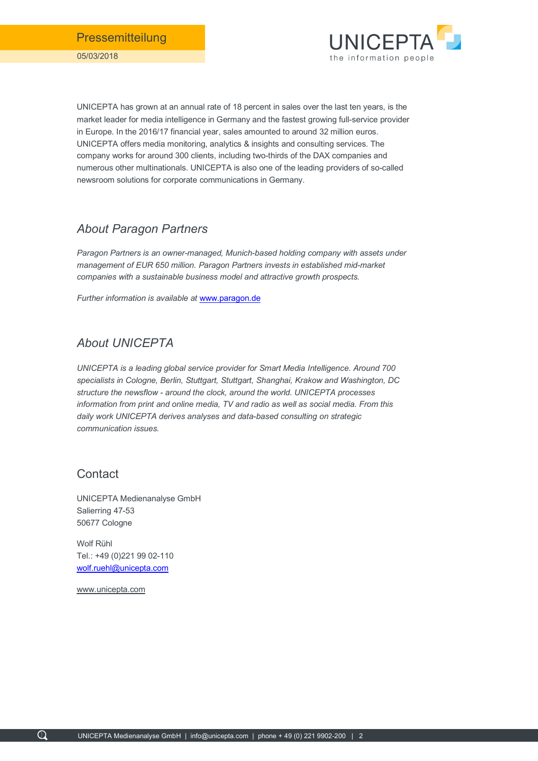UNICEPTA has grown at an annual rate of 18 percent in sales over the last ten years, is the market leader for media intelligence in Germany and the fastest growing full-service provider in Europe. In the 2016/17 financial year, sales amounted to around 32 million euros. UNICEPTA offers media monitoring, analytics & insights and consulting services. The company works for around 300 clients, including two-thirds of the DAX companies and numerous other multinationals. UNICEPTA is also one of the leading providers of so-called newsroom solutions for corporate communications in Germany.

## *About Paragon Partners*

*Paragon Partners is an owner-managed, Munich-based holding company with assets under management of EUR 650 million. Paragon Partners invests in established mid-market companies with a sustainable business model and attractive growth prospects.*

*Further information is available at* www.paragon.de

## *About UNICEPTA*

*UNICEPTA is a leading global service provider for Smart Media Intelligence. Around 700 specialists in Cologne, Berlin, Stuttgart, Stuttgart, Shanghai, Krakow and Washington, DC structure the newsflow - around the clock, around the world. UNICEPTA processes information from print and online media, TV and radio as well as social media. From this daily work UNICEPTA derives analyses and data-based consulting on strategic communication issues.*

## Contact

UNICEPTA Medienanalyse GmbH
Salierring 47-53
50677 Cologne

Wolf Rühl
Tel.: +49 (0)221 99 02-110
wolf.ruehl@unicepta.com

www.unicepta.com